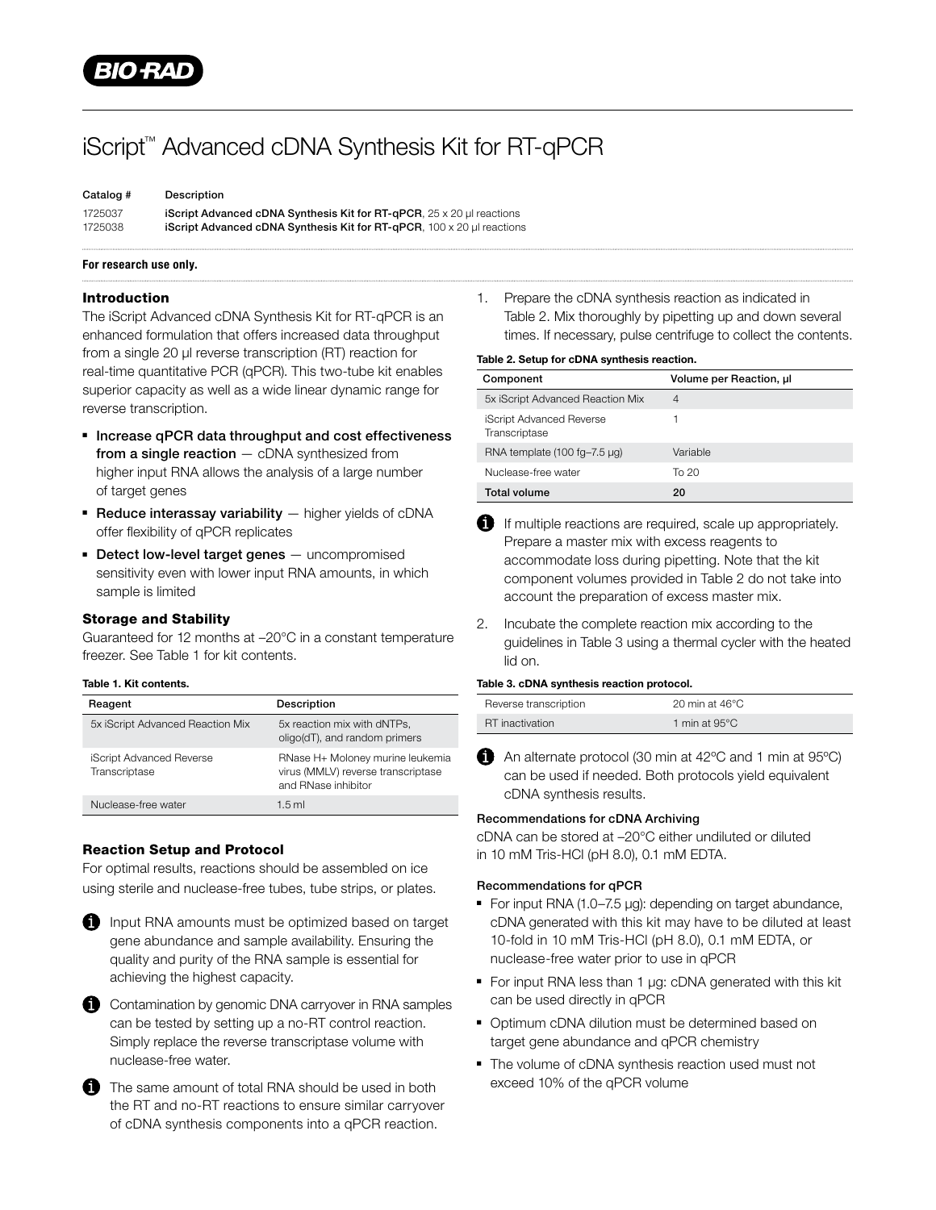# iScript™ Advanced cDNA Synthesis Kit for RT-qPCR

| Catalog # | Description |
|---|---|
| 1725037 | **iScript Advanced cDNA Synthesis Kit for RT-qPCR**, 25 x 20 µl reactions |
| 1725038 | **iScript Advanced cDNA Synthesis Kit for RT-qPCR**, 100 x 20 µl reactions |

**For research use only.**

## Introduction

The iScript Advanced cDNA Synthesis Kit for RT-qPCR is an enhanced formulation that offers increased data throughput from a single 20 µl reverse transcription (RT) reaction for real-time quantitative PCR (qPCR). This two-tube kit enables superior capacity as well as a wide linear dynamic range for reverse transcription.

- **Increase qPCR data throughput and cost effectiveness from a single reaction** — cDNA synthesized from higher input RNA allows the analysis of a large number of target genes
- **Reduce interassay variability** — higher yields of cDNA offer flexibility of qPCR replicates
- **Detect low-level target genes** — uncompromised sensitivity even with lower input RNA amounts, in which sample is limited

## Storage and Stability

Guaranteed for 12 months at –20°C in a constant temperature freezer. See Table 1 for kit contents.

**Table 1. Kit contents.**

| Reagent | Description |
|---|---|
| 5x iScript Advanced Reaction Mix | 5x reaction mix with dNTPs, oligo(dT), and random primers |
| iScript Advanced Reverse Transcriptase | RNase H+ Moloney murine leukemia virus (MMLV) reverse transcriptase and RNase inhibitor |
| Nuclease-free water | 1.5 ml |

## Reaction Setup and Protocol

For optimal results, reactions should be assembled on ice using sterile and nuclease-free tubes, tube strips, or plates.

ℹ Input RNA amounts must be optimized based on target gene abundance and sample availability. Ensuring the quality and purity of the RNA sample is essential for achieving the highest capacity.

ℹ Contamination by genomic DNA carryover in RNA samples can be tested by setting up a no-RT control reaction. Simply replace the reverse transcriptase volume with nuclease-free water.

ℹ The same amount of total RNA should be used in both the RT and no-RT reactions to ensure similar carryover of cDNA synthesis components into a qPCR reaction.

1. Prepare the cDNA synthesis reaction as indicated in Table 2. Mix thoroughly by pipetting up and down several times. If necessary, pulse centrifuge to collect the contents.

**Table 2. Setup for cDNA synthesis reaction.**

| Component | Volume per Reaction, µl |
|---|---|
| 5x iScript Advanced Reaction Mix | 4 |
| iScript Advanced Reverse Transcriptase | 1 |
| RNA template (100 fg–7.5 µg) | Variable |
| Nuclease-free water | To 20 |
| **Total volume** | **20** |

ℹ If multiple reactions are required, scale up appropriately. Prepare a master mix with excess reagents to accommodate loss during pipetting. Note that the kit component volumes provided in Table 2 do not take into account the preparation of excess master mix.

2. Incubate the complete reaction mix according to the guidelines in Table 3 using a thermal cycler with the heated lid on.

**Table 3. cDNA synthesis reaction protocol.**

| | |
|---|---|
| Reverse transcription | 20 min at 46°C |
| RT inactivation | 1 min at 95°C |

ℹ An alternate protocol (30 min at 42ºC and 1 min at 95ºC) can be used if needed. Both protocols yield equivalent cDNA synthesis results.

### Recommendations for cDNA Archiving

cDNA can be stored at –20°C either undiluted or diluted in 10 mM Tris-HCl (pH 8.0), 0.1 mM EDTA.

### Recommendations for qPCR

- For input RNA (1.0–7.5 µg): depending on target abundance, cDNA generated with this kit may have to be diluted at least 10-fold in 10 mM Tris-HCl (pH 8.0), 0.1 mM EDTA, or nuclease-free water prior to use in qPCR
- For input RNA less than 1 µg: cDNA generated with this kit can be used directly in qPCR
- Optimum cDNA dilution must be determined based on target gene abundance and qPCR chemistry
- The volume of cDNA synthesis reaction used must not exceed 10% of the qPCR volume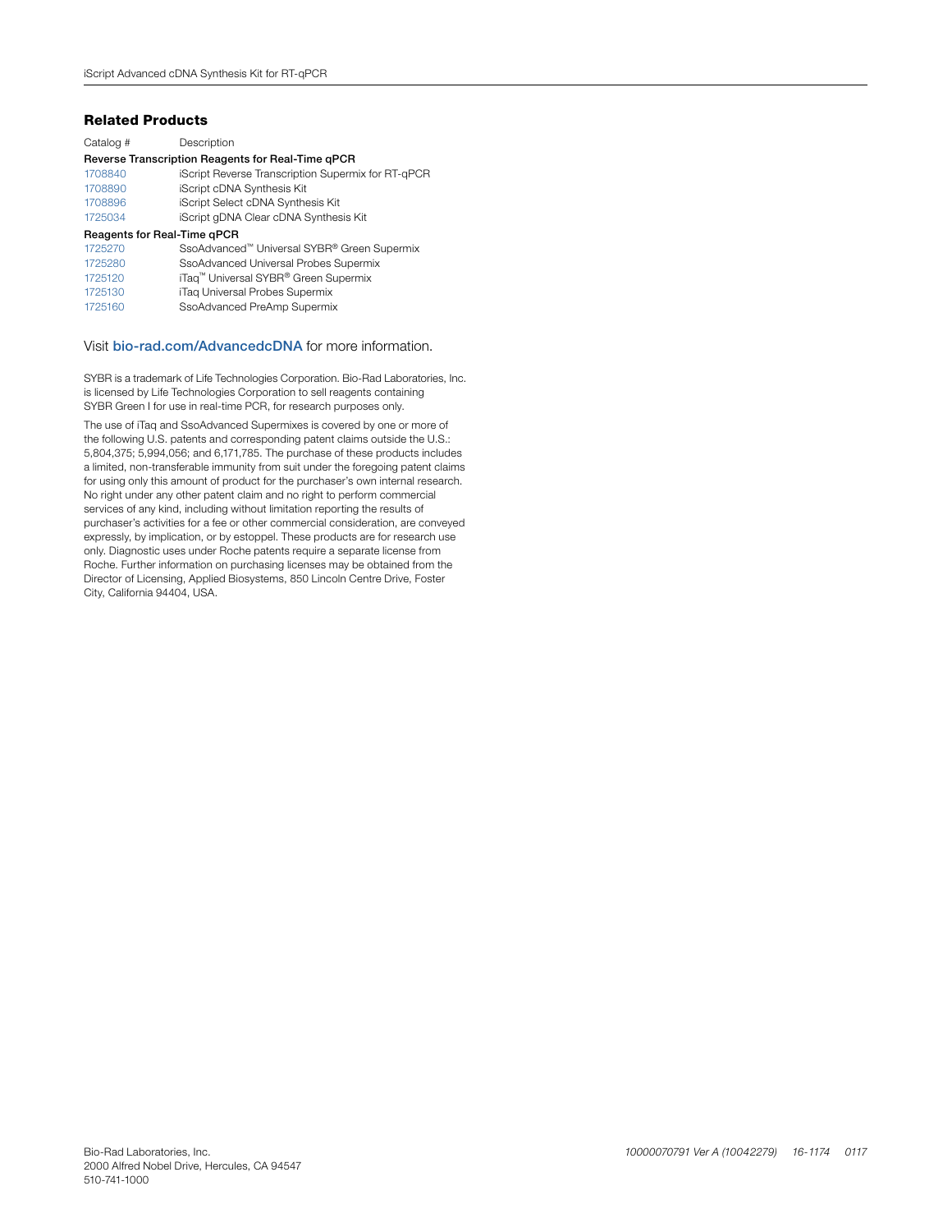## Related Products

| Catalog # | Description |
| --- | --- |
| **Reverse Transcription Reagents for Real-Time qPCR** | |
| 1708840 | iScript Reverse Transcription Supermix for RT-qPCR |
| 1708890 | iScript cDNA Synthesis Kit |
| 1708896 | iScript Select cDNA Synthesis Kit |
| 1725034 | iScript gDNA Clear cDNA Synthesis Kit |
| **Reagents for Real-Time qPCR** | |
| 1725270 | SsoAdvanced™ Universal SYBR® Green Supermix |
| 1725280 | SsoAdvanced Universal Probes Supermix |
| 1725120 | iTaq™ Universal SYBR® Green Supermix |
| 1725130 | iTaq Universal Probes Supermix |
| 1725160 | SsoAdvanced PreAmp Supermix |

Visit **bio-rad.com/AdvancedcDNA** for more information.

SYBR is a trademark of Life Technologies Corporation. Bio-Rad Laboratories, Inc. is licensed by Life Technologies Corporation to sell reagents containing SYBR Green I for use in real-time PCR, for research purposes only.

The use of iTaq and SsoAdvanced Supermixes is covered by one or more of the following U.S. patents and corresponding patent claims outside the U.S.: 5,804,375; 5,994,056; and 6,171,785. The purchase of these products includes a limited, non-transferable immunity from suit under the foregoing patent claims for using only this amount of product for the purchaser's own internal research. No right under any other patent claim and no right to perform commercial services of any kind, including without limitation reporting the results of purchaser's activities for a fee or other commercial consideration, are conveyed expressly, by implication, or by estoppel. These products are for research use only. Diagnostic uses under Roche patents require a separate license from Roche. Further information on purchasing licenses may be obtained from the Director of Licensing, Applied Biosystems, 850 Lincoln Centre Drive, Foster City, California 94404, USA.

Bio-Rad Laboratories, Inc.
2000 Alfred Nobel Drive, Hercules, CA 94547
510-741-1000

*10000070791 Ver A (10042279) 16-1174 0117*